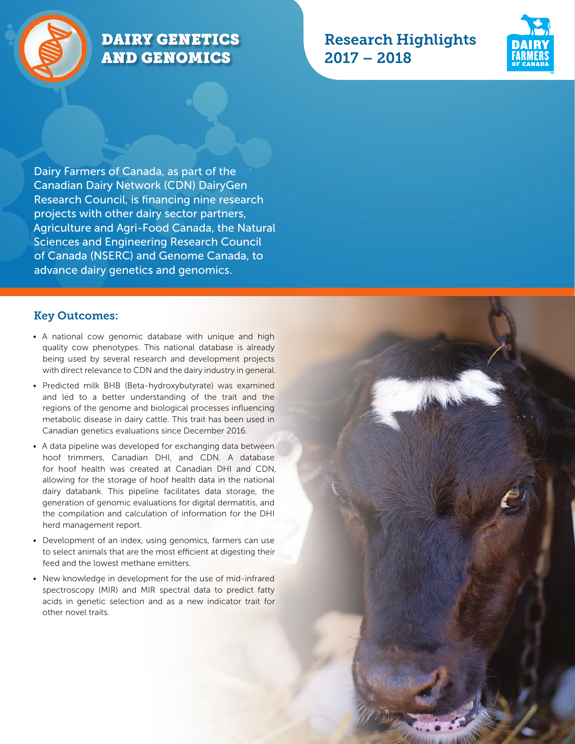# DAIRY GENETICS AND GENOMICS

## Research Highlights 2017 – 2018

DAIRY FARMERS OF CANADA

Dairy Farmers of Canada, as part of the Canadian Dairy Network (CDN) DairyGen Research Council, is financing nine research projects with other dairy sector partners, Agriculture and Agri-Food Canada, the Natural Sciences and Engineering Research Council of Canada (NSERC) and Genome Canada, to advance dairy genetics and genomics.

### Key Outcomes:

- A national cow genomic database with unique and high quality cow phenotypes. This national database is already being used by several research and development projects with direct relevance to CDN and the dairy industry in general.
- Predicted milk BHB (Beta-hydroxybutyrate) was examined and led to a better understanding of the trait and the regions of the genome and biological processes influencing metabolic disease in dairy cattle. This trait has been used in Canadian genetics evaluations since December 2016.
- A data pipeline was developed for exchanging data between hoof trimmers, Canadian DHI, and CDN. A database for hoof health was created at Canadian DHI and CDN, allowing for the storage of hoof health data in the national dairy databank. This pipeline facilitates data storage, the generation of genomic evaluations for digital dermatitis, and the compilation and calculation of information for the DHI herd management report.
- Development of an index, using genomics, farmers can use to select animals that are the most efficient at digesting their feed and the lowest methane emitters.
- New knowledge in development for the use of mid-infrared spectroscopy (MIR) and MIR spectral data to predict fatty acids in genetic selection and as a new indicator trait for other novel traits.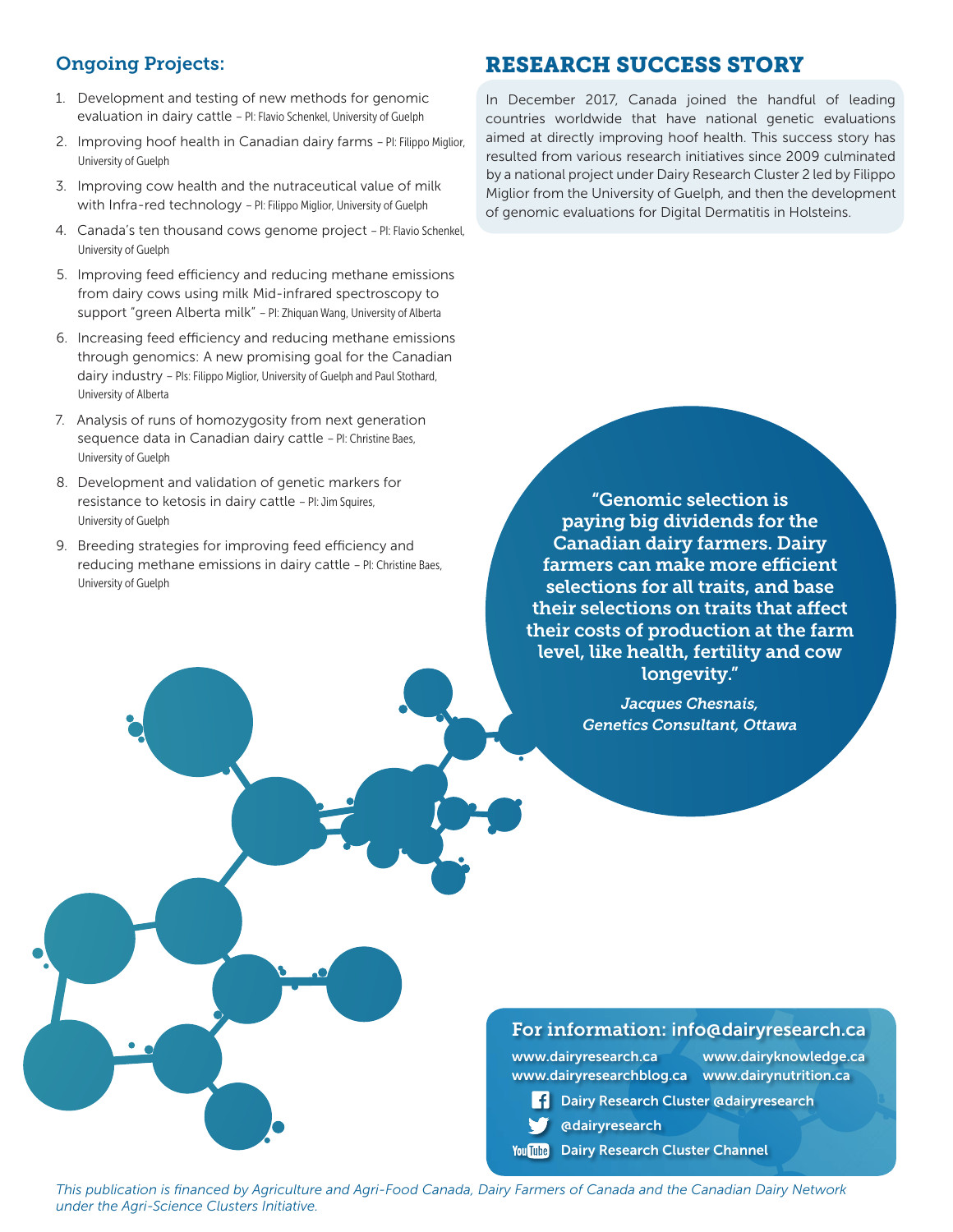## Ongoing Projects:

1. Development and testing of new methods for genomic evaluation in dairy cattle – PI: Flavio Schenkel, University of Guelph
2. Improving hoof health in Canadian dairy farms – PI: Filippo Miglior, University of Guelph
3. Improving cow health and the nutraceutical value of milk with Infra-red technology – PI: Filippo Miglior, University of Guelph
4. Canada's ten thousand cows genome project – PI: Flavio Schenkel, University of Guelph
5. Improving feed efficiency and reducing methane emissions from dairy cows using milk Mid-infrared spectroscopy to support "green Alberta milk" – PI: Zhiquan Wang, University of Alberta
6. Increasing feed efficiency and reducing methane emissions through genomics: A new promising goal for the Canadian dairy industry – PIs: Filippo Miglior, University of Guelph and Paul Stothard, University of Alberta
7. Analysis of runs of homozygosity from next generation sequence data in Canadian dairy cattle – PI: Christine Baes, University of Guelph
8. Development and validation of genetic markers for resistance to ketosis in dairy cattle – PI: Jim Squires, University of Guelph
9. Breeding strategies for improving feed efficiency and reducing methane emissions in dairy cattle – PI: Christine Baes, University of Guelph

## RESEARCH SUCCESS STORY

In December 2017, Canada joined the handful of leading countries worldwide that have national genetic evaluations aimed at directly improving hoof health. This success story has resulted from various research initiatives since 2009 culminated by a national project under Dairy Research Cluster 2 led by Filippo Miglior from the University of Guelph, and then the development of genomic evaluations for Digital Dermatitis in Holsteins.

**"Genomic selection is paying big dividends for the Canadian dairy farmers. Dairy farmers can make more efficient selections for all traits, and base their selections on traits that affect their costs of production at the farm level, like health, fertility and cow longevity."**

*Jacques Chesnais, Genetics Consultant, Ottawa*

**For information: info@dairyresearch.ca**

www.dairyresearch.ca
www.dairyknowledge.ca
www.dairyresearchblog.ca
www.dairynutrition.ca

Dairy Research Cluster @dairyresearch

@dairyresearch

Dairy Research Cluster Channel

*This publication is financed by Agriculture and Agri-Food Canada, Dairy Farmers of Canada and the Canadian Dairy Network under the Agri-Science Clusters Initiative.*